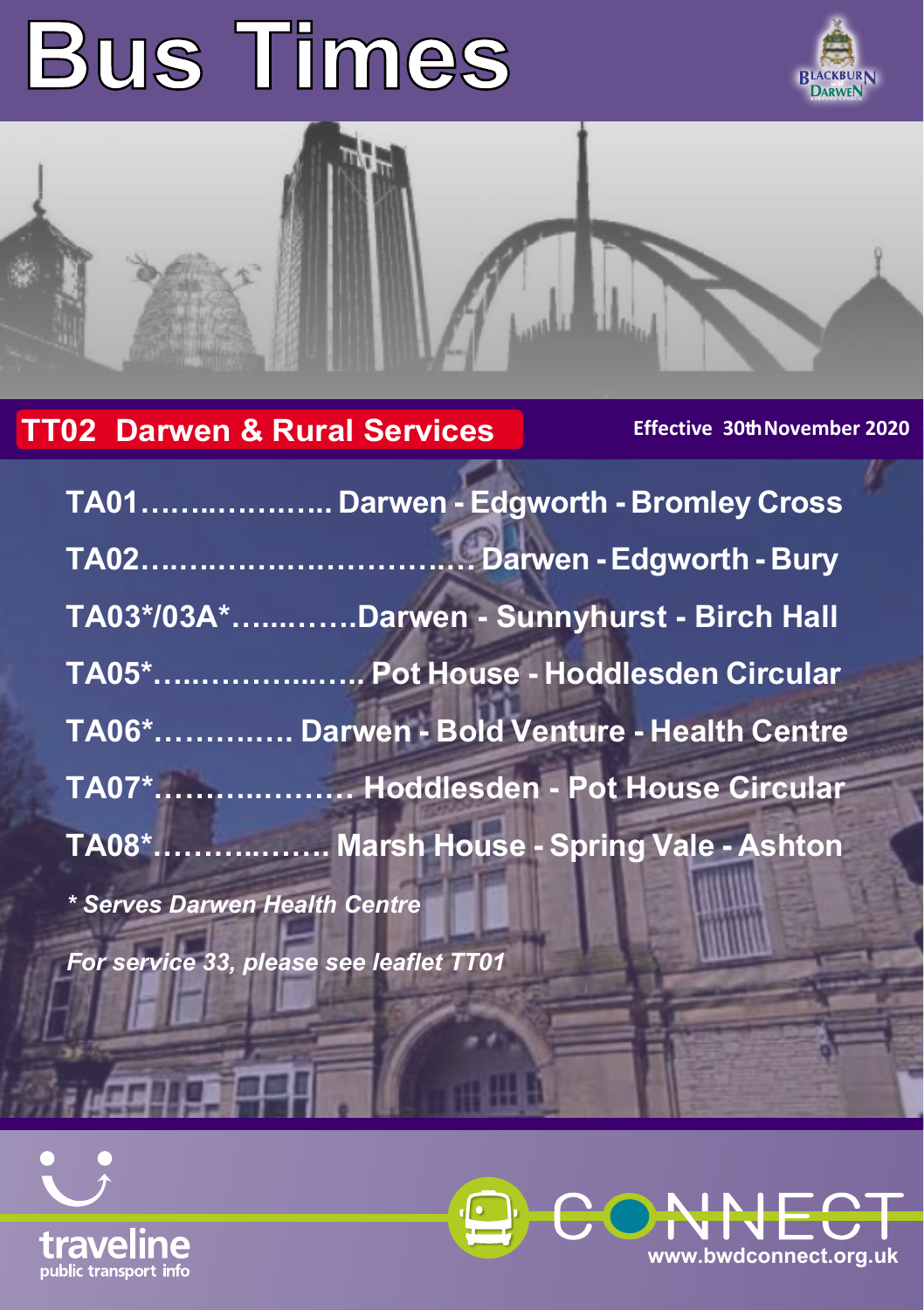# Bus Times

Blackburn with Darwen Borough Council

## TT02 Darwen & Rural Services

**Effective 30th November 2020**

- **TA01……..……….. Darwen - Edgworth - Bromley Cross**
- **TA02….…..……………….….. Darwen - Edgworth - Bury**
- **TA03*/03A*…....……Darwen - Sunnyhurst - Birch Hall**
- **TA05*…...……….….. Pot House - Hoddlesden Circular**
- **TA06*…………. Darwen - Bold Venture - Health Centre**
- **TA07*………..……… Hoddlesden - Pot House Circular**
- **TA08*……….……. Marsh House - Spring Vale - Ashton**

*\* Serves Darwen Health Centre*

*For service 33, please see leaflet TT01*

traveline public transport info

CONNECT www.bwdconnect.org.uk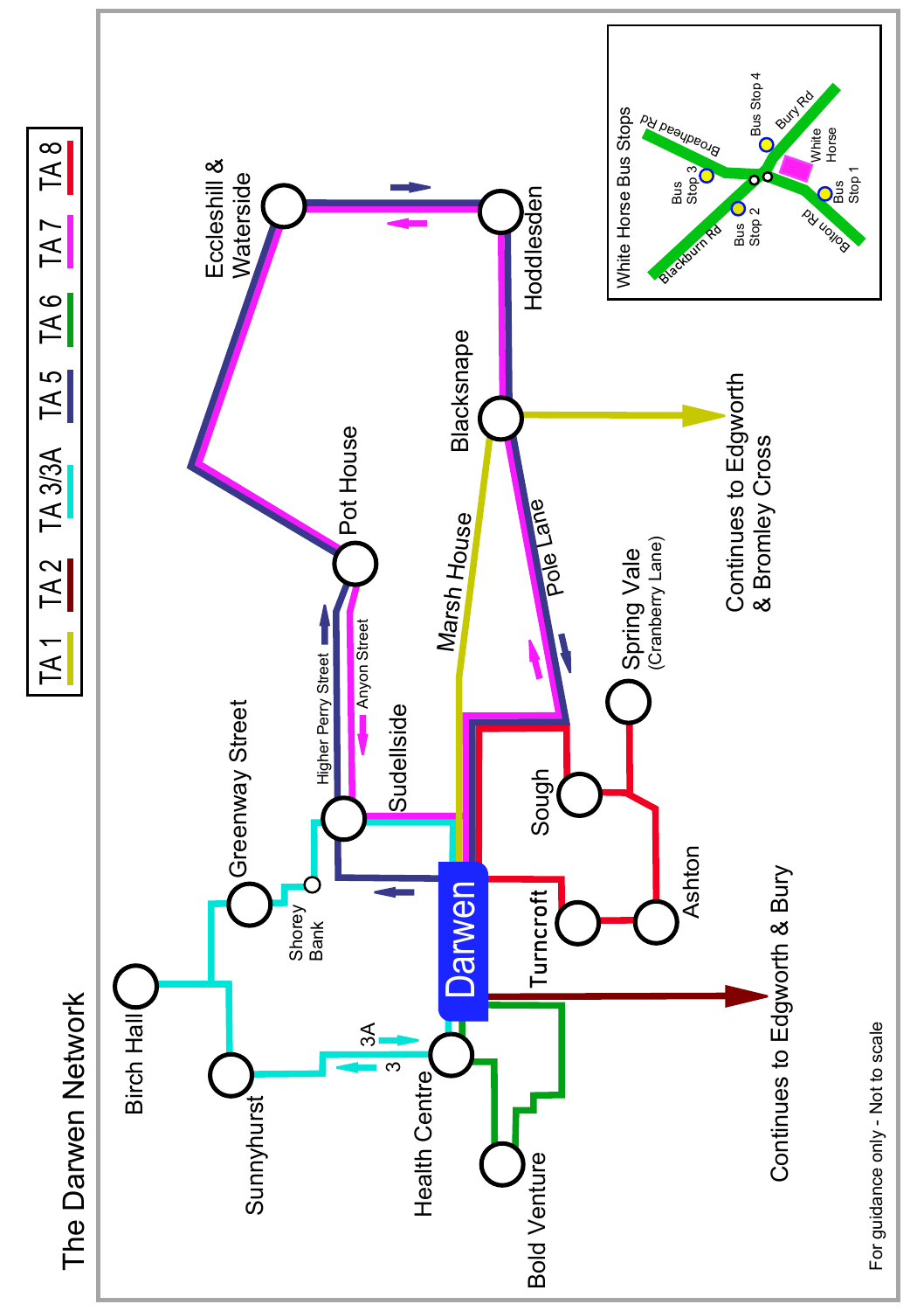# The Darwen Network

TA 1 | TA 2 | TA 3/3A | TA 5 | TA 6 | TA 7 | TA 8

Birch Hall

Sunnyhurst

Greenway Street

Shorey Bank

Health Centre

3A

3

Bold Venture

Darwen

Sudellside

Higher Perry Street

Anyon Street

Pot House

Eccleshill & Waterside

Hoddlesden

Blacksnape

Marsh House

Pole Lane

Continues to Edgworth & Bromley Cross

Spring Vale (Cranberry Lane)

Sough

Ashton

Turncroft

Continues to Edgworth & Bury

White Horse Bus Stops

Broadhead Rd

Bus Stop 4

Bury Rd

White Horse

Bus Stop 3

Bus Stop 2

Bus Stop 1

Blackburn Rd

Bolton Rd

For guidance only - Not to scale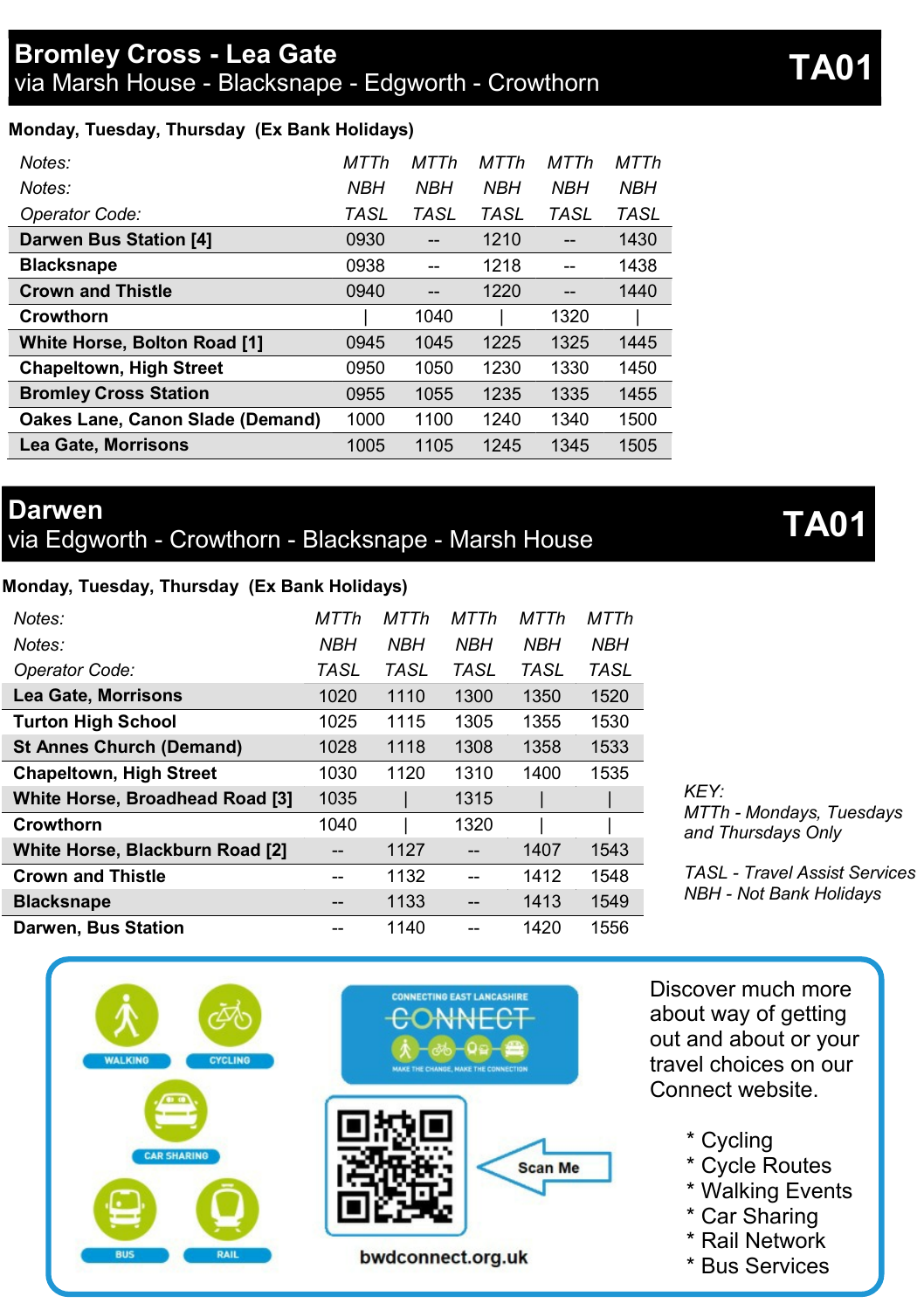## Bromley Cross - Lea Gate
via Marsh House - Blacksnape - Edgworth - Crowthorn

**TA01**

**Monday, Tuesday, Thursday (Ex Bank Holidays)**

| *Notes:* | *MTTh* | *MTTh* | *MTTh* | *MTTh* | *MTTh* |
|---|---|---|---|---|---|
| *Notes:* | *NBH* | *NBH* | *NBH* | *NBH* | *NBH* |
| *Operator Code:* | *TASL* | *TASL* | *TASL* | *TASL* | *TASL* |
| **Darwen Bus Station [4]** | 0930 | -- | 1210 | -- | 1430 |
| **Blacksnape** | 0938 | -- | 1218 | -- | 1438 |
| **Crown and Thistle** | 0940 | -- | 1220 | -- | 1440 |
| **Crowthorn** | \| | 1040 | \| | 1320 | \| |
| **White Horse, Bolton Road [1]** | 0945 | 1045 | 1225 | 1325 | 1445 |
| **Chapeltown, High Street** | 0950 | 1050 | 1230 | 1330 | 1450 |
| **Bromley Cross Station** | 0955 | 1055 | 1235 | 1335 | 1455 |
| **Oakes Lane, Canon Slade (Demand)** | 1000 | 1100 | 1240 | 1340 | 1500 |
| **Lea Gate, Morrisons** | 1005 | 1105 | 1245 | 1345 | 1505 |

## Darwen
via Edgworth - Crowthorn - Blacksnape - Marsh House

**TA01**

**Monday, Tuesday, Thursday (Ex Bank Holidays)**

| *Notes:* | *MTTh* | *MTTh* | *MTTh* | *MTTh* | *MTTh* |
|---|---|---|---|---|---|
| *Notes:* | *NBH* | *NBH* | *NBH* | *NBH* | *NBH* |
| *Operator Code:* | *TASL* | *TASL* | *TASL* | *TASL* | *TASL* |
| **Lea Gate, Morrisons** | 1020 | 1110 | 1300 | 1350 | 1520 |
| **Turton High School** | 1025 | 1115 | 1305 | 1355 | 1530 |
| **St Annes Church (Demand)** | 1028 | 1118 | 1308 | 1358 | 1533 |
| **Chapeltown, High Street** | 1030 | 1120 | 1310 | 1400 | 1535 |
| **White Horse, Broadhead Road [3]** | 1035 | \| | 1315 | \| | \| |
| **Crowthorn** | 1040 | \| | 1320 | \| | \| |
| **White Horse, Blackburn Road [2]** | -- | 1127 | -- | 1407 | 1543 |
| **Crown and Thistle** | -- | 1132 | -- | 1412 | 1548 |
| **Blacksnape** | -- | 1133 | -- | 1413 | 1549 |
| **Darwen, Bus Station** | -- | 1140 | -- | 1420 | 1556 |

*KEY:*
*MTTh - Mondays, Tuesdays and Thursdays Only*

*TASL - Travel Assist Services*
*NBH - Not Bank Holidays*

WALKING CYCLING CAR SHARING BUS RAIL

CONNECTING EAST LANCASHIRE
CONNECT
MAKE THE CHANGE, MAKE THE CONNECTION

Scan Me

bwdconnect.org.uk

Discover much more about way of getting out and about or your travel choices on our Connect website.

* Cycling
* Cycle Routes
* Walking Events
* Car Sharing
* Rail Network
* Bus Services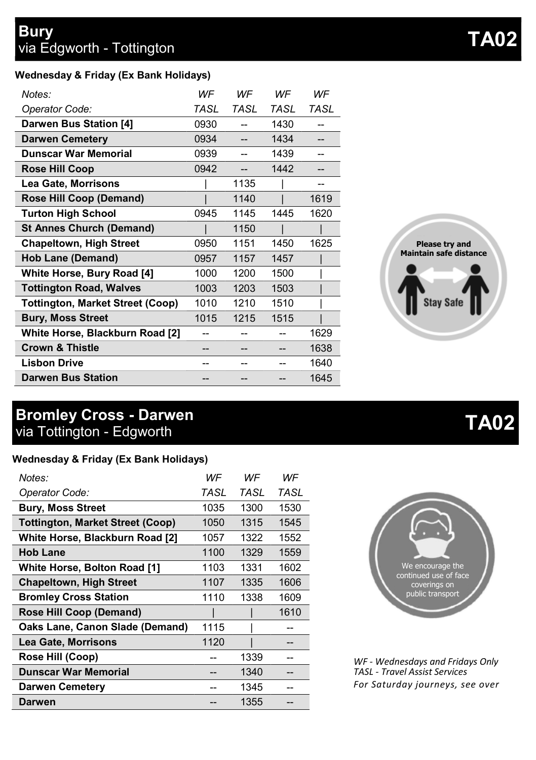# Bury
## via Edgworth - Tottington

**TA02**

**Wednesday & Friday (Ex Bank Holidays)**

| Notes: | WF | WF | WF | WF |
|---|---|---|---|---|
| Operator Code: | TASL | TASL | TASL | TASL |
| **Darwen Bus Station [4]** | 0930 | -- | 1430 | -- |
| **Darwen Cemetery** | 0934 | -- | 1434 | -- |
| **Dunscar War Memorial** | 0939 | -- | 1439 | -- |
| **Rose Hill Coop** | 0942 | -- | 1442 | -- |
| **Lea Gate, Morrisons** | \| | 1135 | \| | -- |
| **Rose Hill Coop (Demand)** | \| | 1140 | \| | 1619 |
| **Turton High School** | 0945 | 1145 | 1445 | 1620 |
| **St Annes Church (Demand)** | \| | 1150 | \| | \| |
| **Chapeltown, High Street** | 0950 | 1151 | 1450 | 1625 |
| **Hob Lane (Demand)** | 0957 | 1157 | 1457 | \| |
| **White Horse, Bury Road [4]** | 1000 | 1200 | 1500 | \| |
| **Tottington Road, Walves** | 1003 | 1203 | 1503 | \| |
| **Tottington, Market Street (Coop)** | 1010 | 1210 | 1510 | \| |
| **Bury, Moss Street** | 1015 | 1215 | 1515 | \| |
| **White Horse, Blackburn Road [2]** | -- | -- | -- | 1629 |
| **Crown & Thistle** | -- | -- | -- | 1638 |
| **Lisbon Drive** | -- | -- | -- | 1640 |
| **Darwen Bus Station** | -- | -- | -- | 1645 |

Please try and Maintain safe distance

Stay Safe

# Bromley Cross - Darwen
## via Tottington - Edgworth

**TA02**

**Wednesday & Friday (Ex Bank Holidays)**

| Notes: | WF | WF | WF |
|---|---|---|---|
| Operator Code: | TASL | TASL | TASL |
| **Bury, Moss Street** | 1035 | 1300 | 1530 |
| **Tottington, Market Street (Coop)** | 1050 | 1315 | 1545 |
| **White Horse, Blackburn Road [2]** | 1057 | 1322 | 1552 |
| **Hob Lane** | 1100 | 1329 | 1559 |
| **White Horse, Bolton Road [1]** | 1103 | 1331 | 1602 |
| **Chapeltown, High Street** | 1107 | 1335 | 1606 |
| **Bromley Cross Station** | 1110 | 1338 | 1609 |
| **Rose Hill Coop (Demand)** | \| | \| | 1610 |
| **Oaks Lane, Canon Slade (Demand)** | 1115 | \| | -- |
| **Lea Gate, Morrisons** | 1120 | \| | -- |
| **Rose Hill (Coop)** | -- | 1339 | -- |
| **Dunscar War Memorial** | -- | 1340 | -- |
| **Darwen Cemetery** | -- | 1345 | -- |
| **Darwen** | -- | 1355 | -- |

We encourage the continued use of face coverings on public transport

*WF - Wednesdays and Fridays Only*
*TASL - Travel Assist Services*
*For Saturday journeys, see over*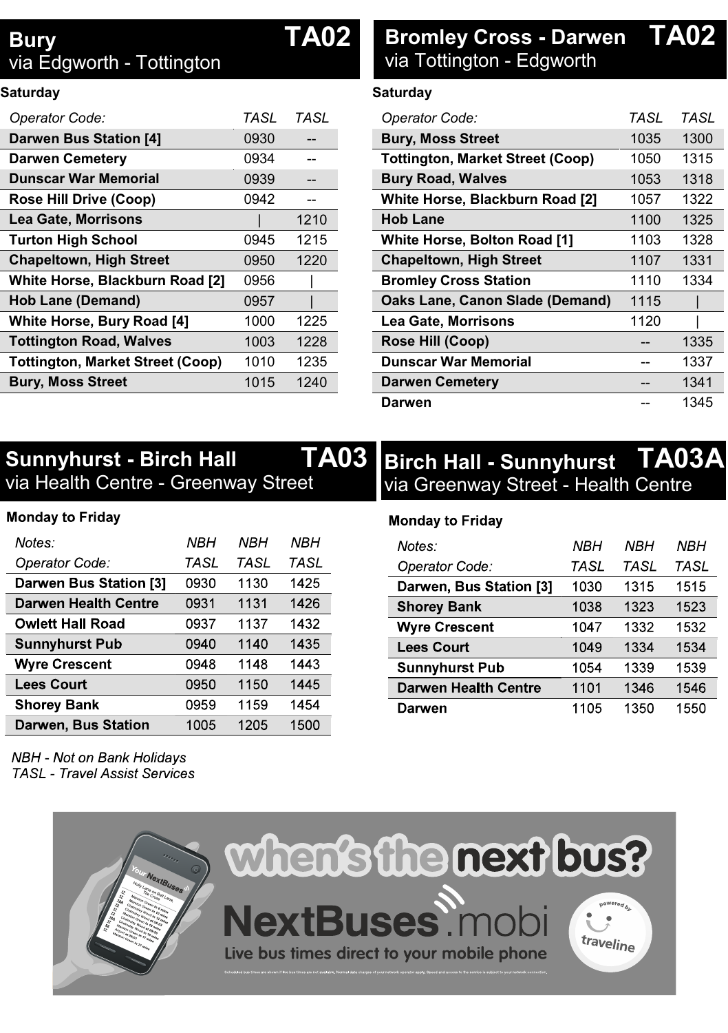## Bury TA02
via Edgworth - Tottington

**Saturday**

| Operator Code: | TASL | TASL |
|---|---|---|
| Darwen Bus Station [4] | 0930 | -- |
| Darwen Cemetery | 0934 | -- |
| Dunscar War Memorial | 0939 | -- |
| Rose Hill Drive (Coop) | 0942 | -- |
| Lea Gate, Morrisons | \| | 1210 |
| Turton High School | 0945 | 1215 |
| Chapeltown, High Street | 0950 | 1220 |
| White Horse, Blackburn Road [2] | 0956 | \| |
| Hob Lane (Demand) | 0957 | \| |
| White Horse, Bury Road [4] | 1000 | 1225 |
| Tottington Road, Walves | 1003 | 1228 |
| Tottington, Market Street (Coop) | 1010 | 1235 |
| Bury, Moss Street | 1015 | 1240 |

## Bromley Cross - Darwen TA02
via Tottington - Edgworth

**Saturday**

| Operator Code: | TASL | TASL |
|---|---|---|
| Bury, Moss Street | 1035 | 1300 |
| Tottington, Market Street (Coop) | 1050 | 1315 |
| Bury Road, Walves | 1053 | 1318 |
| White Horse, Blackburn Road [2] | 1057 | 1322 |
| Hob Lane | 1100 | 1325 |
| White Horse, Bolton Road [1] | 1103 | 1328 |
| Chapeltown, High Street | 1107 | 1331 |
| Bromley Cross Station | 1110 | 1334 |
| Oaks Lane, Canon Slade (Demand) | 1115 | \| |
| Lea Gate, Morrisons | 1120 | \| |
| Rose Hill (Coop) | -- | 1335 |
| Dunscar War Memorial | -- | 1337 |
| Darwen Cemetery | -- | 1341 |
| Darwen | -- | 1345 |

## Sunnyhurst - Birch Hall TA03
via Health Centre - Greenway Street

**Monday to Friday**

| Notes: | NBH | NBH | NBH |
|---|---|---|---|
| Operator Code: | TASL | TASL | TASL |
| Darwen Bus Station [3] | 0930 | 1130 | 1425 |
| Darwen Health Centre | 0931 | 1131 | 1426 |
| Owlett Hall Road | 0937 | 1137 | 1432 |
| Sunnyhurst Pub | 0940 | 1140 | 1435 |
| Wyre Crescent | 0948 | 1148 | 1443 |
| Lees Court | 0950 | 1150 | 1445 |
| Shorey Bank | 0959 | 1159 | 1454 |
| Darwen, Bus Station | 1005 | 1205 | 1500 |

## Birch Hall - Sunnyhurst TA03A
via Greenway Street - Health Centre

**Monday to Friday**

| Notes: | NBH | NBH | NBH |
|---|---|---|---|
| Operator Code: | TASL | TASL | TASL |
| Darwen, Bus Station [3] | 1030 | 1315 | 1515 |
| Shorey Bank | 1038 | 1323 | 1523 |
| Wyre Crescent | 1047 | 1332 | 1532 |
| Lees Court | 1049 | 1334 | 1534 |
| Sunnyhurst Pub | 1054 | 1339 | 1539 |
| Darwen Health Centre | 1101 | 1346 | 1546 |
| Darwen | 1105 | 1350 | 1550 |

*NBH - Not on Bank Holidays*
*TASL - Travel Assist Services*

when's the next bus?

NextBuses.mobi

Live bus times direct to your mobile phone

powered by traveline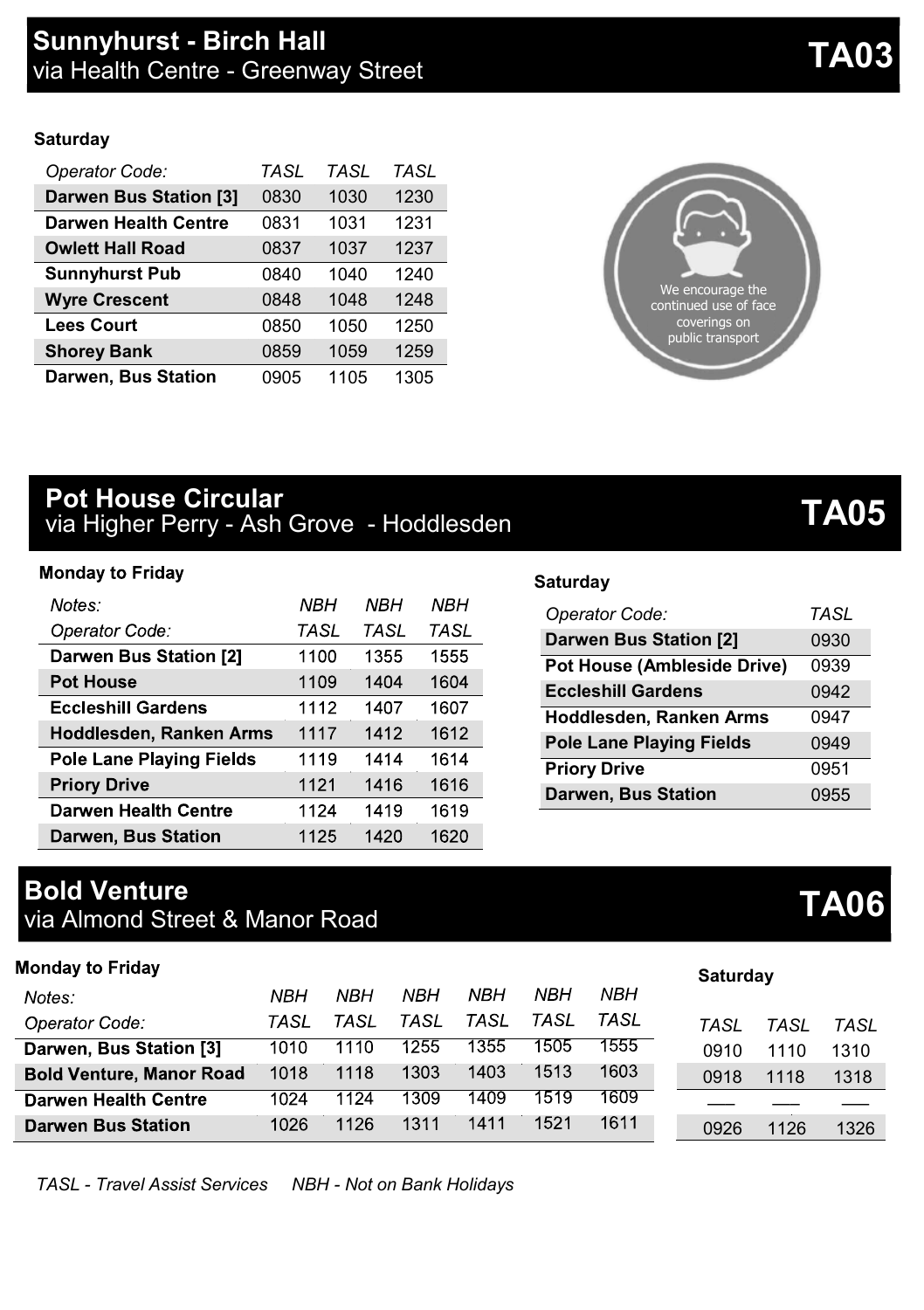## Sunnyhurst - Birch Hall
via Health Centre - Greenway Street

**TA03**

**Saturday**

| *Operator Code:* | *TASL* | *TASL* | *TASL* |
|---|---|---|---|
| **Darwen Bus Station [3]** | 0830 | 1030 | 1230 |
| **Darwen Health Centre** | 0831 | 1031 | 1231 |
| **Owlett Hall Road** | 0837 | 1037 | 1237 |
| **Sunnyhurst Pub** | 0840 | 1040 | 1240 |
| **Wyre Crescent** | 0848 | 1048 | 1248 |
| **Lees Court** | 0850 | 1050 | 1250 |
| **Shorey Bank** | 0859 | 1059 | 1259 |
| **Darwen, Bus Station** | 0905 | 1105 | 1305 |

We encourage the continued use of face coverings on public transport

## Pot House Circular
via Higher Perry - Ash Grove - Hoddlesden

**TA05**

**Monday to Friday**

| *Notes:* | *NBH* | *NBH* | *NBH* |
|---|---|---|---|
| *Operator Code:* | *TASL* | *TASL* | *TASL* |
| **Darwen Bus Station [2]** | 1100 | 1355 | 1555 |
| **Pot House** | 1109 | 1404 | 1604 |
| **Eccleshill Gardens** | 1112 | 1407 | 1607 |
| **Hoddlesden, Ranken Arms** | 1117 | 1412 | 1612 |
| **Pole Lane Playing Fields** | 1119 | 1414 | 1614 |
| **Priory Drive** | 1121 | 1416 | 1616 |
| **Darwen Health Centre** | 1124 | 1419 | 1619 |
| **Darwen, Bus Station** | 1125 | 1420 | 1620 |

**Saturday**

| *Operator Code:* | *TASL* |
|---|---|
| **Darwen Bus Station [2]** | 0930 |
| **Pot House (Ambleside Drive)** | 0939 |
| **Eccleshill Gardens** | 0942 |
| **Hoddlesden, Ranken Arms** | 0947 |
| **Pole Lane Playing Fields** | 0949 |
| **Priory Drive** | 0951 |
| **Darwen, Bus Station** | 0955 |

## Bold Venture
via Almond Street & Manor Road

**TA06**

**Monday to Friday**

| *Notes:* | *NBH* | *NBH* | *NBH* | *NBH* | *NBH* | *NBH* |
|---|---|---|---|---|---|---|
| *Operator Code:* | *TASL* | *TASL* | *TASL* | *TASL* | *TASL* | *TASL* |
| **Darwen, Bus Station [3]** | 1010 | 1110 | 1255 | 1355 | 1505 | 1555 |
| **Bold Venture, Manor Road** | 1018 | 1118 | 1303 | 1403 | 1513 | 1603 |
| **Darwen Health Centre** | 1024 | 1124 | 1309 | 1409 | 1519 | 1609 |
| **Darwen Bus Station** | 1026 | 1126 | 1311 | 1411 | 1521 | 1611 |

**Saturday**

| *TASL* | *TASL* | *TASL* |
|---|---|---|
| 0910 | 1110 | 1310 |
| 0918 | 1118 | 1318 |
| — | — | — |
| 0926 | 1126 | 1326 |

*TASL - Travel Assist Services* *NBH - Not on Bank Holidays*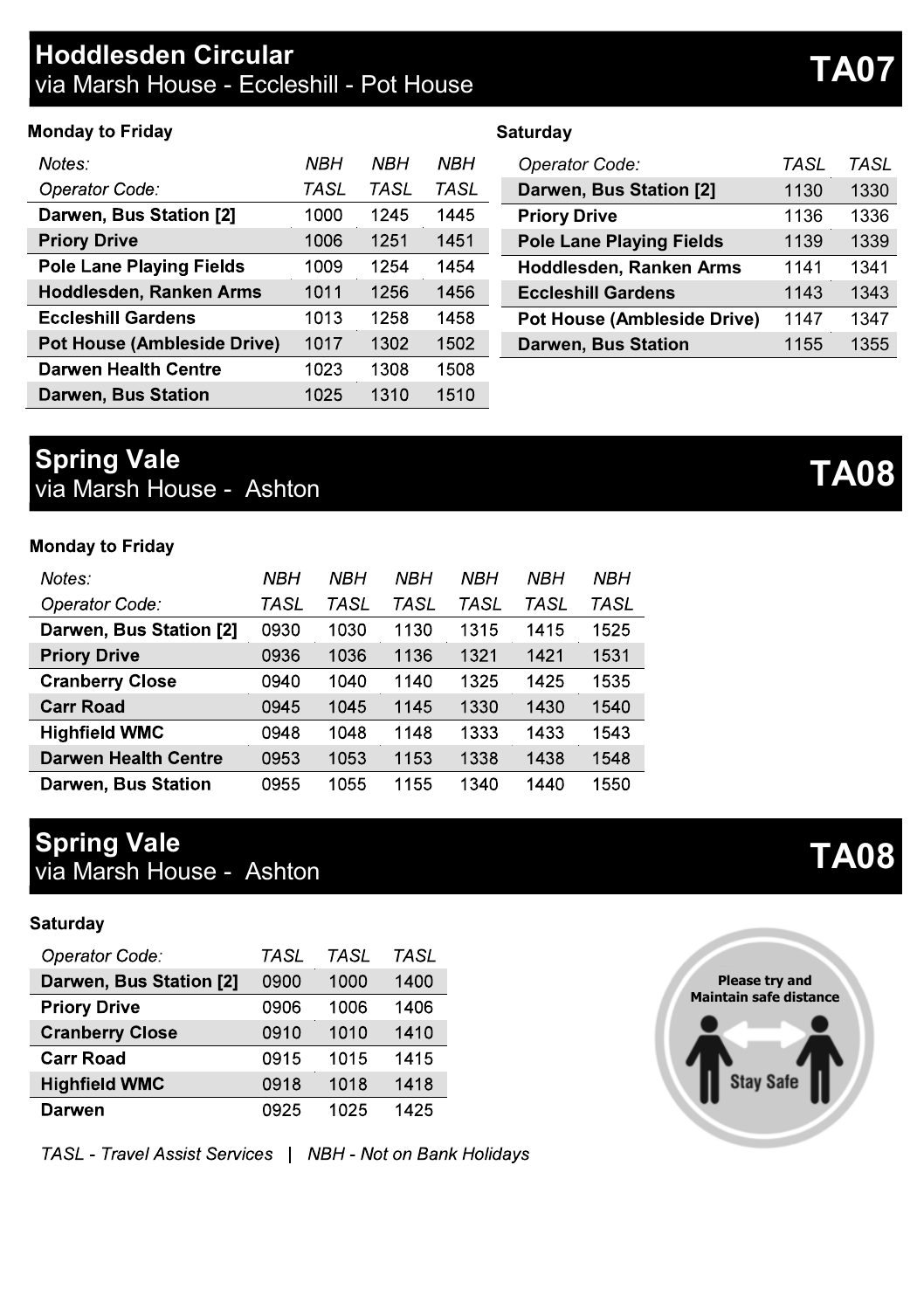## Hoddlesden Circular TA07

via Marsh House - Eccleshill - Pot House

**Monday to Friday**

| *Notes:* | *NBH* | *NBH* | *NBH* |
|---|---|---|---|
| *Operator Code:* | *TASL* | *TASL* | *TASL* |
| **Darwen, Bus Station [2]** | 1000 | 1245 | 1445 |
| **Priory Drive** | 1006 | 1251 | 1451 |
| **Pole Lane Playing Fields** | 1009 | 1254 | 1454 |
| **Hoddlesden, Ranken Arms** | 1011 | 1256 | 1456 |
| **Eccleshill Gardens** | 1013 | 1258 | 1458 |
| **Pot House (Ambleside Drive)** | 1017 | 1302 | 1502 |
| **Darwen Health Centre** | 1023 | 1308 | 1508 |
| **Darwen, Bus Station** | 1025 | 1310 | 1510 |

**Saturday**

| *Operator Code:* | *TASL* | *TASL* |
|---|---|---|
| **Darwen, Bus Station [2]** | 1130 | 1330 |
| **Priory Drive** | 1136 | 1336 |
| **Pole Lane Playing Fields** | 1139 | 1339 |
| **Hoddlesden, Ranken Arms** | 1141 | 1341 |
| **Eccleshill Gardens** | 1143 | 1343 |
| **Pot House (Ambleside Drive)** | 1147 | 1347 |
| **Darwen, Bus Station** | 1155 | 1355 |

## Spring Vale TA08

via Marsh House - Ashton

**Monday to Friday**

| *Notes:* | *NBH* | *NBH* | *NBH* | *NBH* | *NBH* | *NBH* |
|---|---|---|---|---|---|---|
| *Operator Code:* | *TASL* | *TASL* | *TASL* | *TASL* | *TASL* | *TASL* |
| **Darwen, Bus Station [2]** | 0930 | 1030 | 1130 | 1315 | 1415 | 1525 |
| **Priory Drive** | 0936 | 1036 | 1136 | 1321 | 1421 | 1531 |
| **Cranberry Close** | 0940 | 1040 | 1140 | 1325 | 1425 | 1535 |
| **Carr Road** | 0945 | 1045 | 1145 | 1330 | 1430 | 1540 |
| **Highfield WMC** | 0948 | 1048 | 1148 | 1333 | 1433 | 1543 |
| **Darwen Health Centre** | 0953 | 1053 | 1153 | 1338 | 1438 | 1548 |
| **Darwen, Bus Station** | 0955 | 1055 | 1155 | 1340 | 1440 | 1550 |

## Spring Vale TA08

via Marsh House - Ashton

**Saturday**

| *Operator Code:* | *TASL* | *TASL* | *TASL* |
|---|---|---|---|
| **Darwen, Bus Station [2]** | 0900 | 1000 | 1400 |
| **Priory Drive** | 0906 | 1006 | 1406 |
| **Cranberry Close** | 0910 | 1010 | 1410 |
| **Carr Road** | 0915 | 1015 | 1415 |
| **Highfield WMC** | 0918 | 1018 | 1418 |
| **Darwen** | 0925 | 1025 | 1425 |

Please try and Maintain safe distance

Stay Safe

*TASL - Travel Assist Services | NBH - Not on Bank Holidays*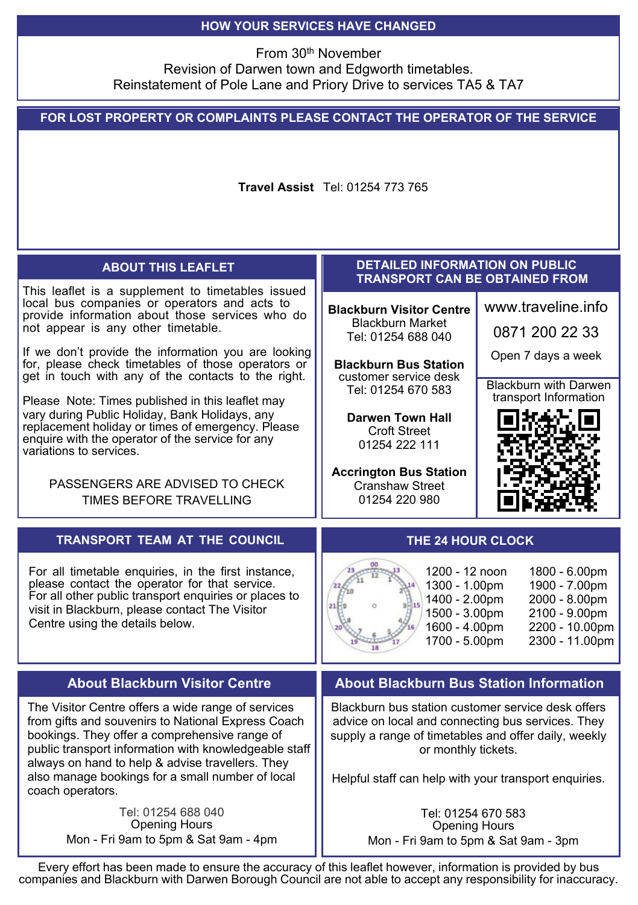## HOW YOUR SERVICES HAVE CHANGED

From 30th November
Revision of Darwen town and Edgworth timetables.
Reinstatement of Pole Lane and Priory Drive to services TA5 & TA7

## FOR LOST PROPERTY OR COMPLAINTS PLEASE CONTACT THE OPERATOR OF THE SERVICE

**Travel Assist** Tel: 01254 773 765

## ABOUT THIS LEAFLET

This leaflet is a supplement to timetables issued local bus companies or operators and acts to provide information about those services who do not appear is any other timetable.

If we don't provide the information you are looking for, please check timetables of those operators or get in touch with any of the contacts to the right.

Please Note: Times published in this leaflet may vary during Public Holiday, Bank Holidays, any replacement holiday or times of emergency. Please enquire with the operator of the service for any variations to services.

PASSENGERS ARE ADVISED TO CHECK TIMES BEFORE TRAVELLING

## DETAILED INFORMATION ON PUBLIC TRANSPORT CAN BE OBTAINED FROM

**Blackburn Visitor Centre**
Blackburn Market
Tel: 01254 688 040

**Blackburn Bus Station**
customer service desk
Tel: 01254 670 583

**Darwen Town Hall**
Croft Street
01254 222 111

**Accrington Bus Station**
Cranshaw Street
01254 220 980

www.traveline.info

0871 200 22 33

Open 7 days a week

Blackburn with Darwen transport Information

## TRANSPORT TEAM AT THE COUNCIL

For all timetable enquiries, in the first instance, please contact the operator for that service.
For all other public transport enquiries or places to visit in Blackburn, please contact The Visitor Centre using the details below.

## THE 24 HOUR CLOCK

| | |
|---|---|
| 1200 - 12 noon | 1800 - 6.00pm |
| 1300 - 1.00pm | 1900 - 7.00pm |
| 1400 - 2.00pm | 2000 - 8.00pm |
| 1500 - 3.00pm | 2100 - 9.00pm |
| 1600 - 4.00pm | 2200 - 10.00pm |
| 1700 - 5.00pm | 2300 - 11.00pm |

## About Blackburn Visitor Centre

The Visitor Centre offers a wide range of services from gifts and souvenirs to National Express Coach bookings. They offer a comprehensive range of public transport information with knowledgeable staff always on hand to help & advise travellers. They also manage bookings for a small number of local coach operators.

Tel: 01254 688 040
Opening Hours
Mon - Fri 9am to 5pm & Sat 9am - 4pm

## About Blackburn Bus Station Information

Blackburn bus station customer service desk offers advice on local and connecting bus services. They supply a range of timetables and offer daily, weekly or monthly tickets.

Helpful staff can help with your transport enquiries.

Tel: 01254 670 583
Opening Hours
Mon - Fri 9am to 5pm & Sat 9am - 3pm

Every effort has been made to ensure the accuracy of this leaflet however, information is provided by bus companies and Blackburn with Darwen Borough Council are not able to accept any responsibility for inaccuracy.